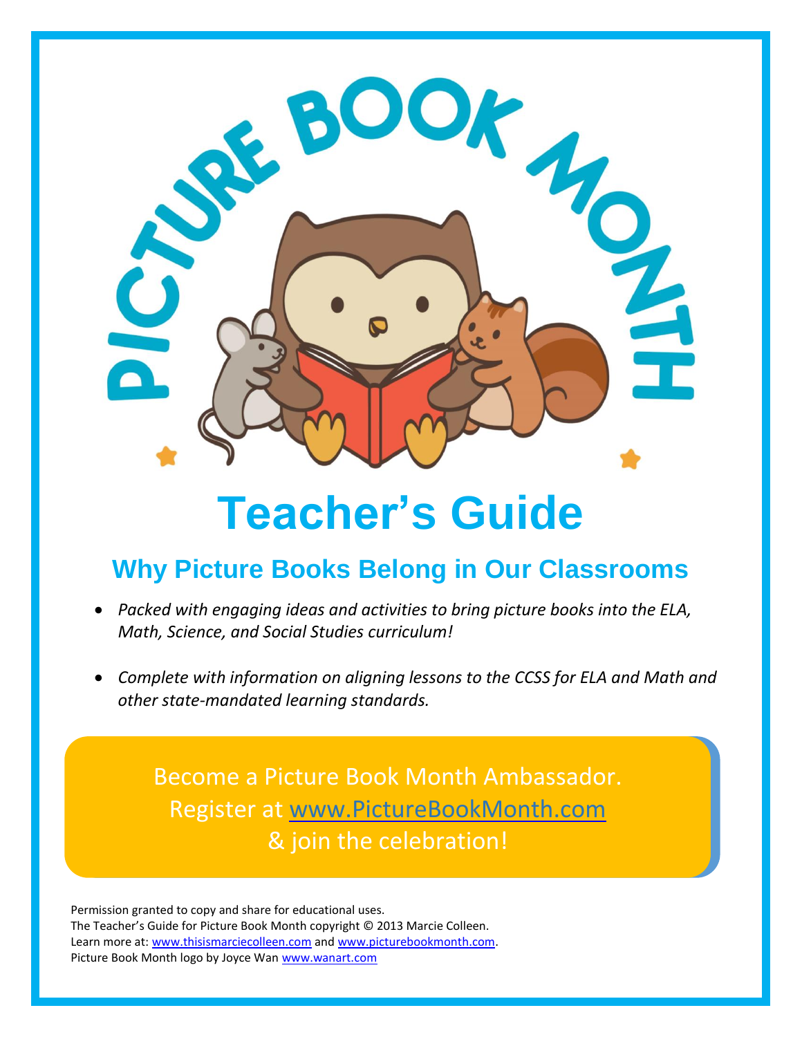# PICTURE BOOK MONTH

# Teacher's Guide

## Why Picture Books Belong in Our Classrooms

- *Packed with engaging ideas and activities to bring picture books into the ELA, Math, Science, and Social Studies curriculum!*
- *Complete with information on aligning lessons to the CCSS for ELA and Math and other state-mandated learning standards.*

Become a Picture Book Month Ambassador.
Register at www.PictureBookMonth.com
& join the celebration!

Permission granted to copy and share for educational uses.
The Teacher's Guide for Picture Book Month copyright © 2013 Marcie Colleen.
Learn more at: www.thisismarciecolleen.com and www.picturebookmonth.com.
Picture Book Month logo by Joyce Wan www.wanart.com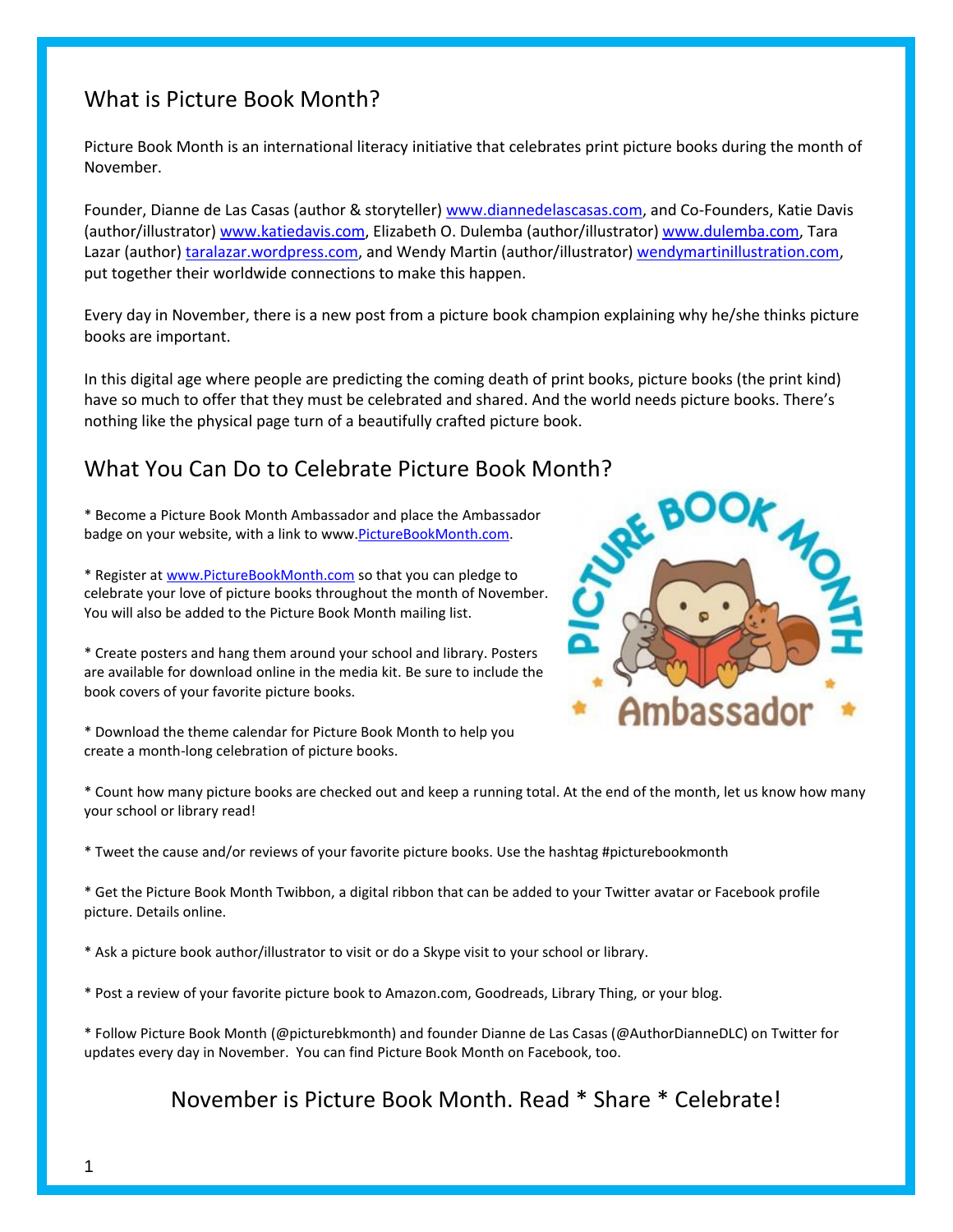## What is Picture Book Month?

Picture Book Month is an international literacy initiative that celebrates print picture books during the month of November.

Founder, Dianne de Las Casas (author & storyteller) www.diannedelascasas.com, and Co-Founders, Katie Davis (author/illustrator) www.katiedavis.com, Elizabeth O. Dulemba (author/illustrator) www.dulemba.com, Tara Lazar (author) taralazar.wordpress.com, and Wendy Martin (author/illustrator) wendymartinillustration.com, put together their worldwide connections to make this happen.

Every day in November, there is a new post from a picture book champion explaining why he/she thinks picture books are important.

In this digital age where people are predicting the coming death of print books, picture books (the print kind) have so much to offer that they must be celebrated and shared. And the world needs picture books. There's nothing like the physical page turn of a beautifully crafted picture book.

## What You Can Do to Celebrate Picture Book Month?

* Become a Picture Book Month Ambassador and place the Ambassador badge on your website, with a link to www.PictureBookMonth.com.

* Register at www.PictureBookMonth.com so that you can pledge to celebrate your love of picture books throughout the month of November. You will also be added to the Picture Book Month mailing list.

* Create posters and hang them around your school and library. Posters are available for download online in the media kit. Be sure to include the book covers of your favorite picture books.

* Download the theme calendar for Picture Book Month to help you create a month-long celebration of picture books.

* Count how many picture books are checked out and keep a running total. At the end of the month, let us know how many your school or library read!

* Tweet the cause and/or reviews of your favorite picture books. Use the hashtag #picturebookmonth

* Get the Picture Book Month Twibbon, a digital ribbon that can be added to your Twitter avatar or Facebook profile picture. Details online.

* Ask a picture book author/illustrator to visit or do a Skype visit to your school or library.

* Post a review of your favorite picture book to Amazon.com, Goodreads, Library Thing, or your blog.

* Follow Picture Book Month (@picturebkmonth) and founder Dianne de Las Casas (@AuthorDianneDLC) on Twitter for updates every day in November. You can find Picture Book Month on Facebook, too.

November is Picture Book Month. Read * Share * Celebrate!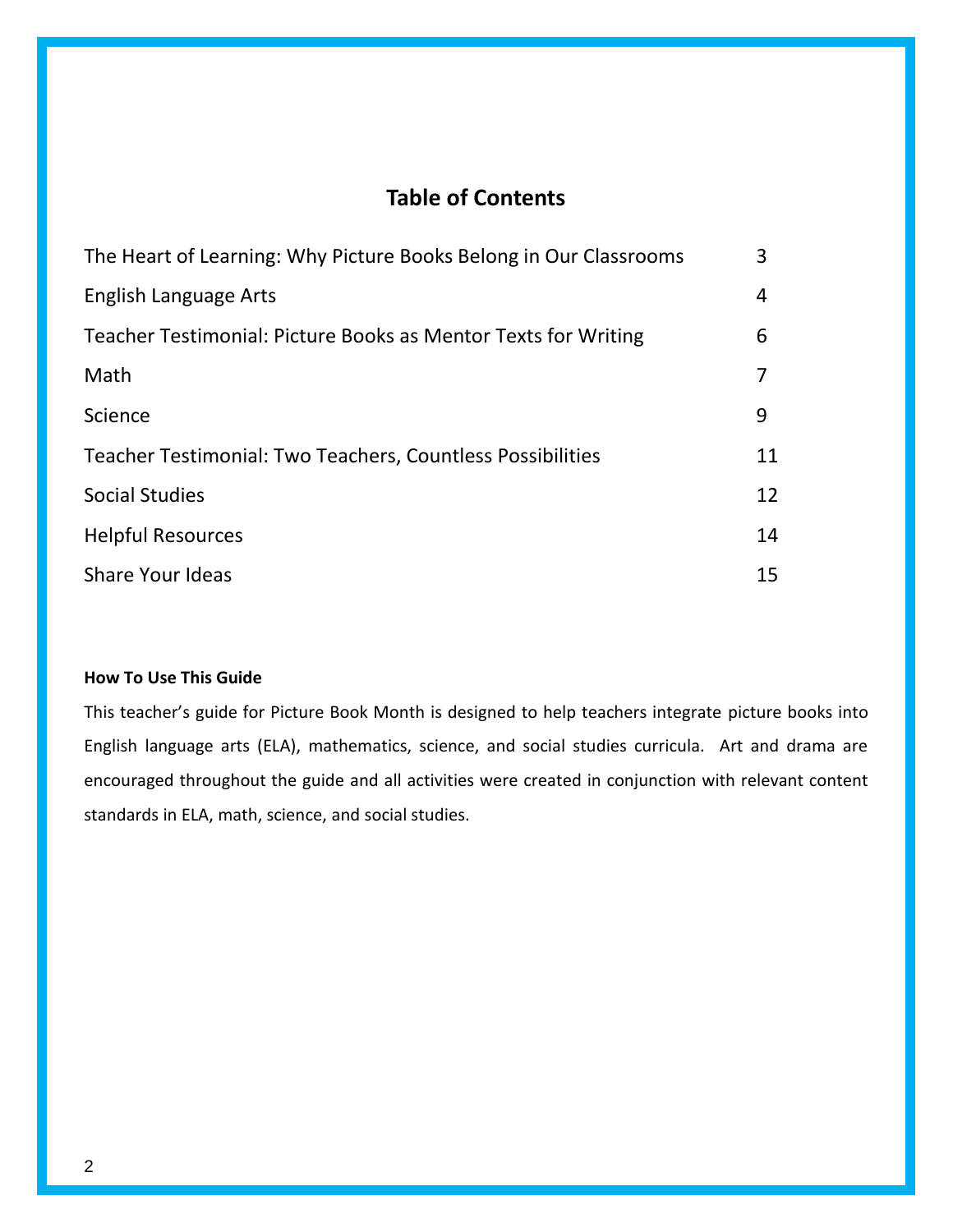## Table of Contents

| | |
|---|---|
| The Heart of Learning: Why Picture Books Belong in Our Classrooms | 3 |
| English Language Arts | 4 |
| Teacher Testimonial: Picture Books as Mentor Texts for Writing | 6 |
| Math | 7 |
| Science | 9 |
| Teacher Testimonial: Two Teachers, Countless Possibilities | 11 |
| Social Studies | 12 |
| Helpful Resources | 14 |
| Share Your Ideas | 15 |

**How To Use This Guide**

This teacher's guide for Picture Book Month is designed to help teachers integrate picture books into English language arts (ELA), mathematics, science, and social studies curricula. Art and drama are encouraged throughout the guide and all activities were created in conjunction with relevant content standards in ELA, math, science, and social studies.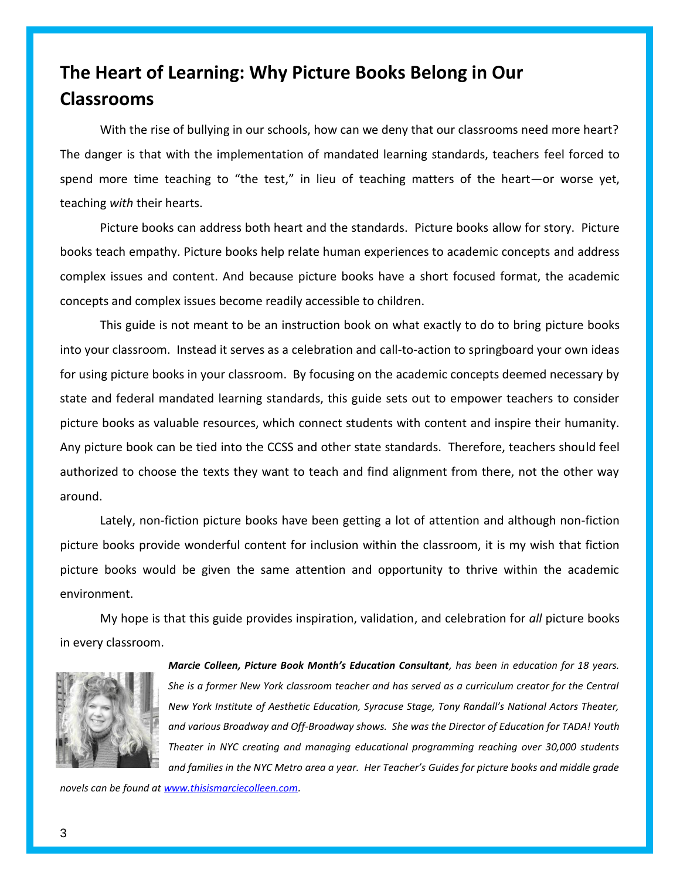# The Heart of Learning: Why Picture Books Belong in Our Classrooms

With the rise of bullying in our schools, how can we deny that our classrooms need more heart? The danger is that with the implementation of mandated learning standards, teachers feel forced to spend more time teaching to "the test," in lieu of teaching matters of the heart—or worse yet, teaching *with* their hearts.

Picture books can address both heart and the standards. Picture books allow for story. Picture books teach empathy. Picture books help relate human experiences to academic concepts and address complex issues and content. And because picture books have a short focused format, the academic concepts and complex issues become readily accessible to children.

This guide is not meant to be an instruction book on what exactly to do to bring picture books into your classroom. Instead it serves as a celebration and call-to-action to springboard your own ideas for using picture books in your classroom. By focusing on the academic concepts deemed necessary by state and federal mandated learning standards, this guide sets out to empower teachers to consider picture books as valuable resources, which connect students with content and inspire their humanity. Any picture book can be tied into the CCSS and other state standards. Therefore, teachers should feel authorized to choose the texts they want to teach and find alignment from there, not the other way around.

Lately, non-fiction picture books have been getting a lot of attention and although non-fiction picture books provide wonderful content for inclusion within the classroom, it is my wish that fiction picture books would be given the same attention and opportunity to thrive within the academic environment.

My hope is that this guide provides inspiration, validation, and celebration for *all* picture books in every classroom.

***Marcie Colleen, Picture Book Month's Education Consultant**, has been in education for 18 years. She is a former New York classroom teacher and has served as a curriculum creator for the Central New York Institute of Aesthetic Education, Syracuse Stage, Tony Randall's National Actors Theater, and various Broadway and Off-Broadway shows. She was the Director of Education for TADA! Youth Theater in NYC creating and managing educational programming reaching over 30,000 students and families in the NYC Metro area a year. Her Teacher's Guides for picture books and middle grade novels can be found at [www.thisismarciecolleen.com](http://www.thisismarciecolleen.com).*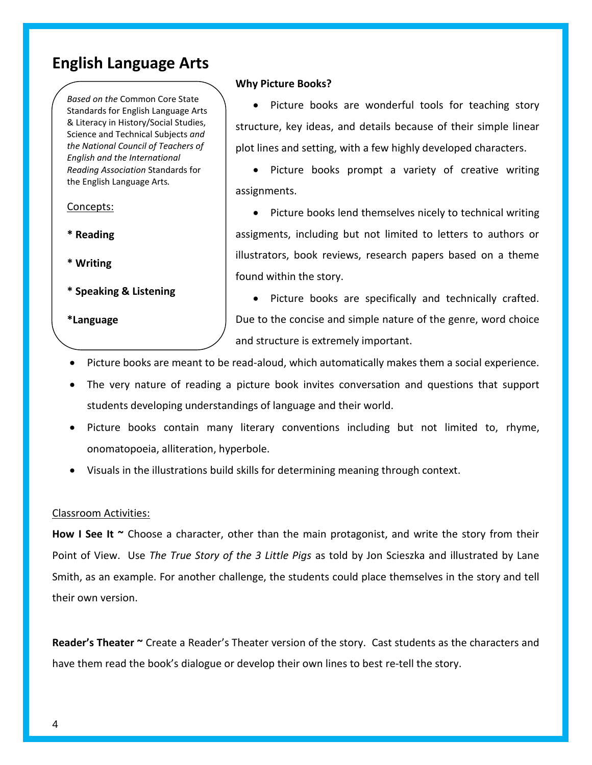# English Language Arts

*Based on the* Common Core State Standards for English Language Arts & Literacy in History/Social Studies, Science and Technical Subjects *and the National Council of Teachers of English and the International Reading Association* Standards for the English Language Arts.

Concepts:

**\* Reading**

**\* Writing**

**\* Speaking & Listening**

**\*Language**

**Why Picture Books?**

- Picture books are wonderful tools for teaching story structure, key ideas, and details because of their simple linear plot lines and setting, with a few highly developed characters.
- Picture books prompt a variety of creative writing assignments.
- Picture books lend themselves nicely to technical writing assigments, including but not limited to letters to authors or illustrators, book reviews, research papers based on a theme found within the story.
- Picture books are specifically and technically crafted. Due to the concise and simple nature of the genre, word choice and structure is extremely important.
- Picture books are meant to be read-aloud, which automatically makes them a social experience.
- The very nature of reading a picture book invites conversation and questions that support students developing understandings of language and their world.
- Picture books contain many literary conventions including but not limited to, rhyme, onomatopoeia, alliteration, hyperbole.
- Visuals in the illustrations build skills for determining meaning through context.

Classroom Activities:

**How I See It ~** Choose a character, other than the main protagonist, and write the story from their Point of View. Use *The True Story of the 3 Little Pigs* as told by Jon Scieszka and illustrated by Lane Smith, as an example. For another challenge, the students could place themselves in the story and tell their own version.

**Reader's Theater ~** Create a Reader's Theater version of the story. Cast students as the characters and have them read the book's dialogue or develop their own lines to best re-tell the story.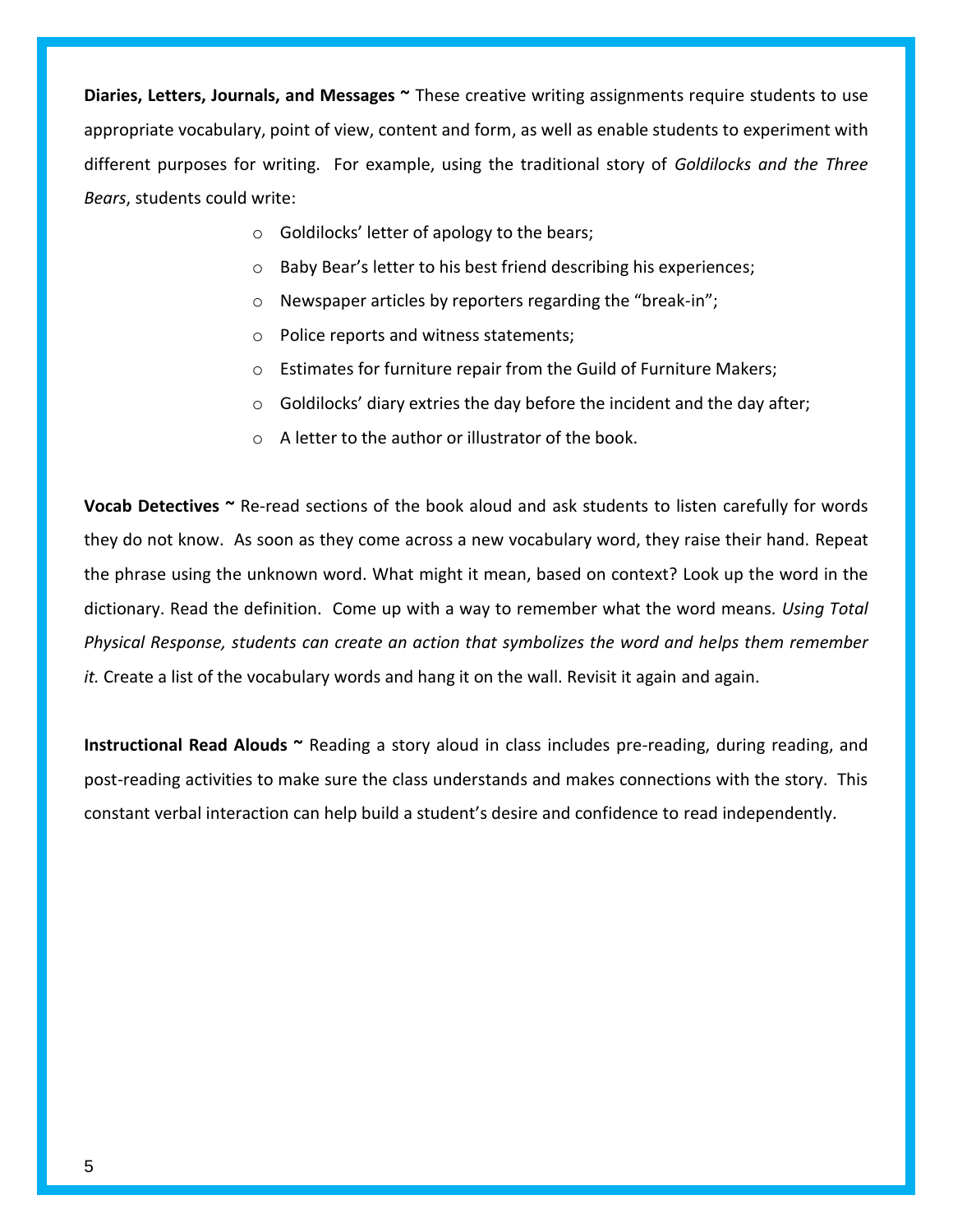**Diaries, Letters, Journals, and Messages ~** These creative writing assignments require students to use appropriate vocabulary, point of view, content and form, as well as enable students to experiment with different purposes for writing. For example, using the traditional story of *Goldilocks and the Three Bears*, students could write:

- Goldilocks' letter of apology to the bears;
- Baby Bear's letter to his best friend describing his experiences;
- Newspaper articles by reporters regarding the "break-in";
- Police reports and witness statements;
- Estimates for furniture repair from the Guild of Furniture Makers;
- Goldilocks' diary extries the day before the incident and the day after;
- A letter to the author or illustrator of the book.

**Vocab Detectives ~** Re-read sections of the book aloud and ask students to listen carefully for words they do not know. As soon as they come across a new vocabulary word, they raise their hand. Repeat the phrase using the unknown word. What might it mean, based on context? Look up the word in the dictionary. Read the definition. Come up with a way to remember what the word means. *Using Total Physical Response, students can create an action that symbolizes the word and helps them remember it.* Create a list of the vocabulary words and hang it on the wall. Revisit it again and again.

**Instructional Read Alouds ~** Reading a story aloud in class includes pre-reading, during reading, and post-reading activities to make sure the class understands and makes connections with the story. This constant verbal interaction can help build a student's desire and confidence to read independently.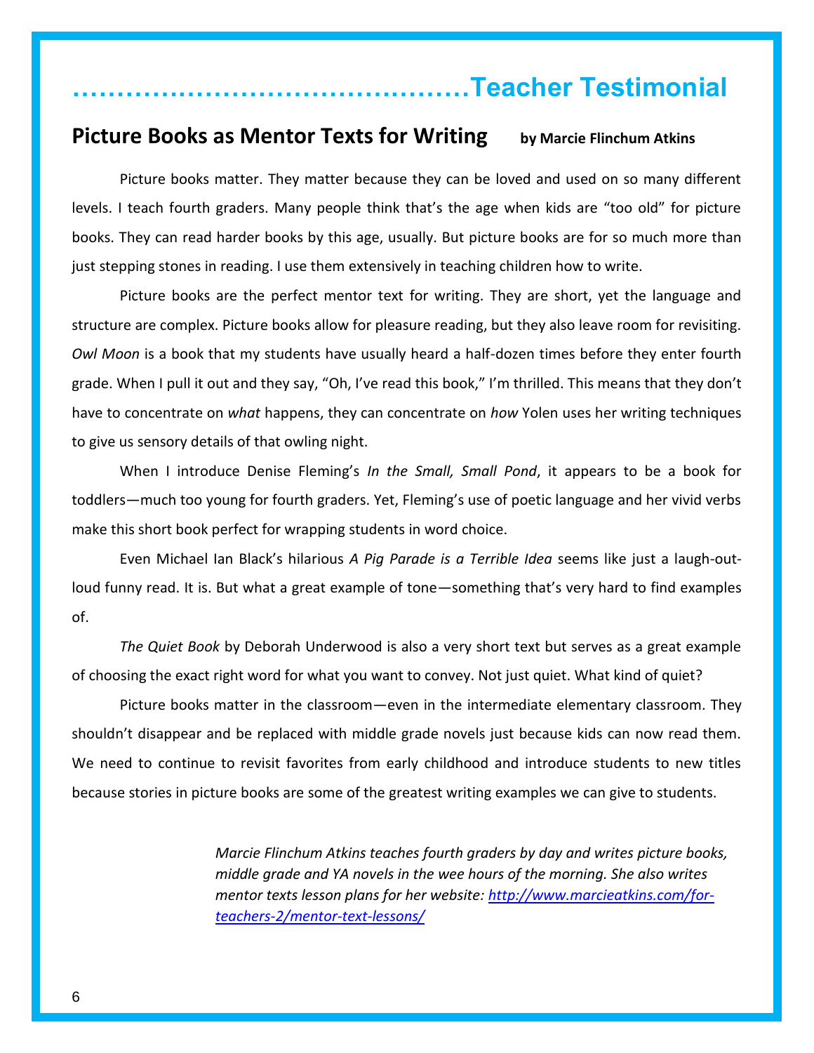# ……………………………………Teacher Testimonial

## Picture Books as Mentor Texts for Writing

**by Marcie Flinchum Atkins**

Picture books matter. They matter because they can be loved and used on so many different levels. I teach fourth graders. Many people think that's the age when kids are "too old" for picture books. They can read harder books by this age, usually. But picture books are for so much more than just stepping stones in reading. I use them extensively in teaching children how to write.

Picture books are the perfect mentor text for writing. They are short, yet the language and structure are complex. Picture books allow for pleasure reading, but they also leave room for revisiting. *Owl Moon* is a book that my students have usually heard a half-dozen times before they enter fourth grade. When I pull it out and they say, "Oh, I've read this book," I'm thrilled. This means that they don't have to concentrate on *what* happens, they can concentrate on *how* Yolen uses her writing techniques to give us sensory details of that owling night.

When I introduce Denise Fleming's *In the Small, Small Pond*, it appears to be a book for toddlers—much too young for fourth graders. Yet, Fleming's use of poetic language and her vivid verbs make this short book perfect for wrapping students in word choice.

Even Michael Ian Black's hilarious *A Pig Parade is a Terrible Idea* seems like just a laugh-out-loud funny read. It is. But what a great example of tone—something that's very hard to find examples of.

*The Quiet Book* by Deborah Underwood is also a very short text but serves as a great example of choosing the exact right word for what you want to convey. Not just quiet. What kind of quiet?

Picture books matter in the classroom—even in the intermediate elementary classroom. They shouldn't disappear and be replaced with middle grade novels just because kids can now read them. We need to continue to revisit favorites from early childhood and introduce students to new titles because stories in picture books are some of the greatest writing examples we can give to students.

*Marcie Flinchum Atkins teaches fourth graders by day and writes picture books, middle grade and YA novels in the wee hours of the morning. She also writes mentor texts lesson plans for her website: [http://www.marcieatkins.com/for-teachers-2/mentor-text-lessons/](http://www.marcieatkins.com/for-teachers-2/mentor-text-lessons/)*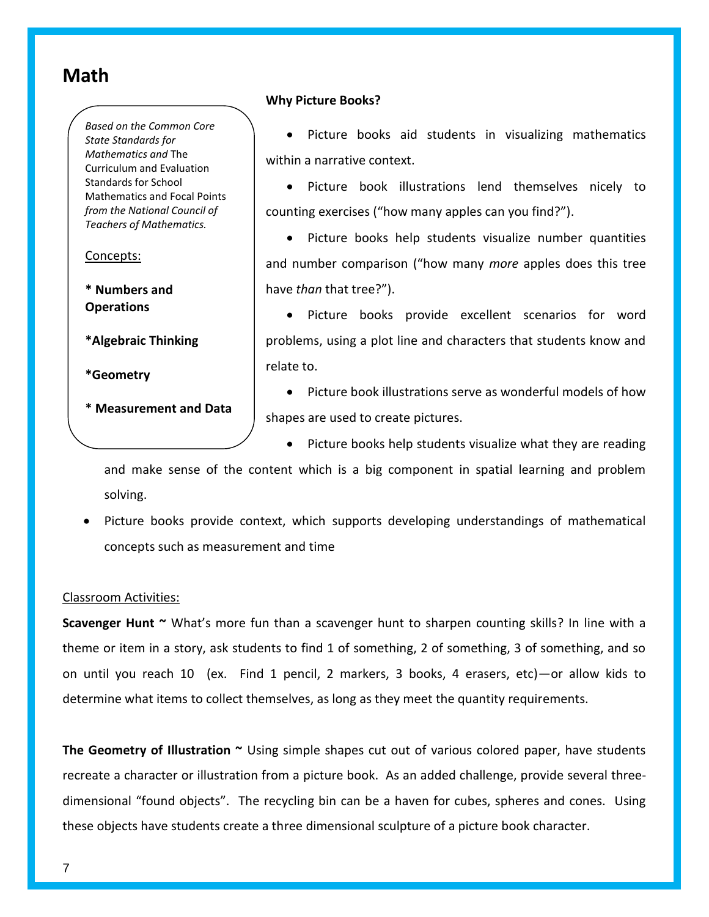# Math

*Based on the Common Core State Standards for Mathematics and* The Curriculum and Evaluation Standards for School Mathematics and Focal Points *from the National Council of Teachers of Mathematics.*

Concepts:

**\* Numbers and Operations**

**\*Algebraic Thinking**

**\*Geometry**

**\* Measurement and Data**

**Why Picture Books?**

- Picture books aid students in visualizing mathematics within a narrative context.
- Picture book illustrations lend themselves nicely to counting exercises ("how many apples can you find?").
- Picture books help students visualize number quantities and number comparison ("how many *more* apples does this tree have *than* that tree?").
- Picture books provide excellent scenarios for word problems, using a plot line and characters that students know and relate to.
- Picture book illustrations serve as wonderful models of how shapes are used to create pictures.
- Picture books help students visualize what they are reading and make sense of the content which is a big component in spatial learning and problem solving.
- Picture books provide context, which supports developing understandings of mathematical concepts such as measurement and time

Classroom Activities:

**Scavenger Hunt ~** What's more fun than a scavenger hunt to sharpen counting skills? In line with a theme or item in a story, ask students to find 1 of something, 2 of something, 3 of something, and so on until you reach 10 (ex. Find 1 pencil, 2 markers, 3 books, 4 erasers, etc)—or allow kids to determine what items to collect themselves, as long as they meet the quantity requirements.

**The Geometry of Illustration ~** Using simple shapes cut out of various colored paper, have students recreate a character or illustration from a picture book. As an added challenge, provide several three-dimensional "found objects". The recycling bin can be a haven for cubes, spheres and cones. Using these objects have students create a three dimensional sculpture of a picture book character.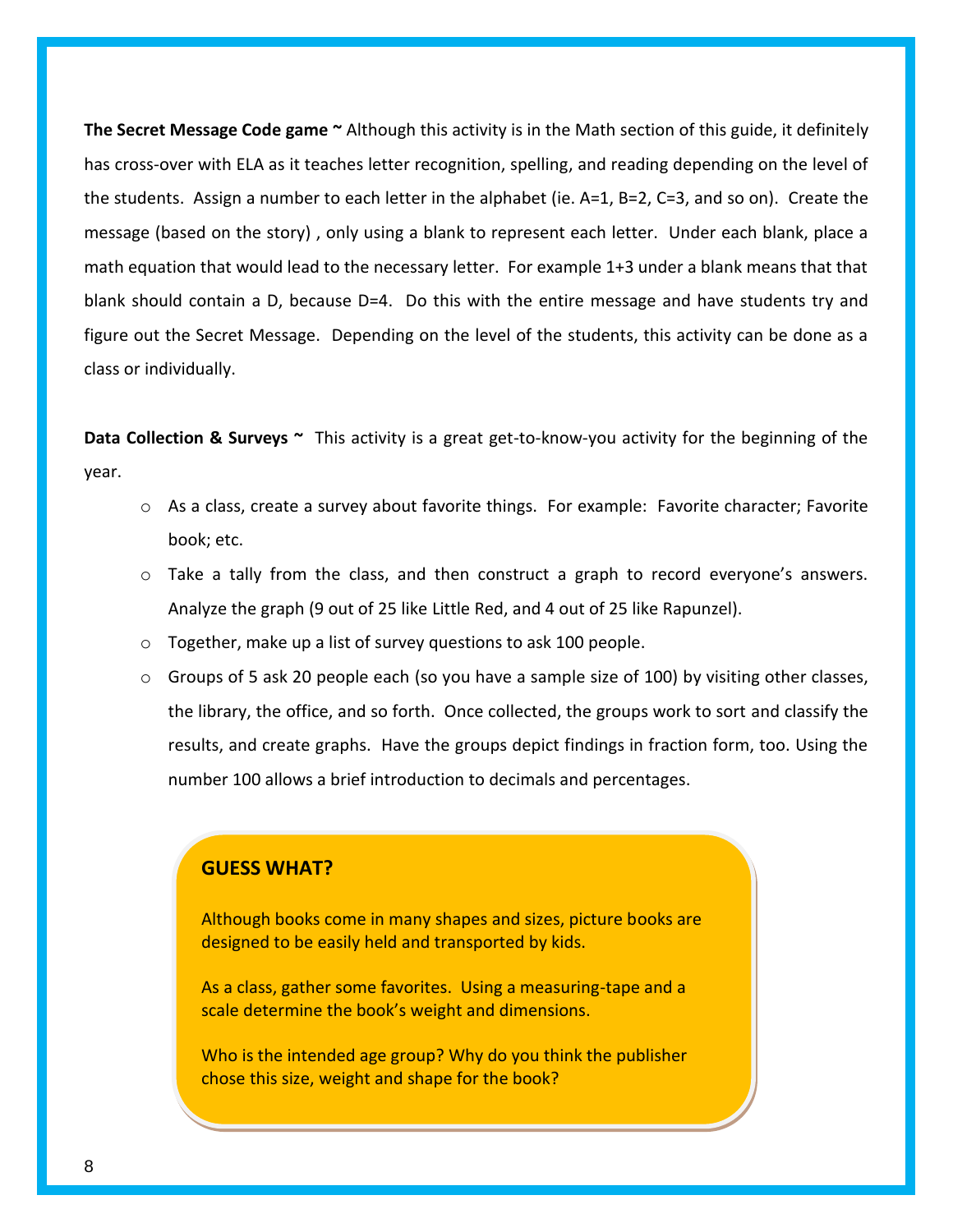**The Secret Message Code game ~** Although this activity is in the Math section of this guide, it definitely has cross-over with ELA as it teaches letter recognition, spelling, and reading depending on the level of the students. Assign a number to each letter in the alphabet (ie. A=1, B=2, C=3, and so on). Create the message (based on the story) , only using a blank to represent each letter. Under each blank, place a math equation that would lead to the necessary letter. For example 1+3 under a blank means that that blank should contain a D, because D=4. Do this with the entire message and have students try and figure out the Secret Message. Depending on the level of the students, this activity can be done as a class or individually.

**Data Collection & Surveys ~** This activity is a great get-to-know-you activity for the beginning of the year.

- As a class, create a survey about favorite things. For example: Favorite character; Favorite book; etc.
- Take a tally from the class, and then construct a graph to record everyone's answers. Analyze the graph (9 out of 25 like Little Red, and 4 out of 25 like Rapunzel).
- Together, make up a list of survey questions to ask 100 people.
- Groups of 5 ask 20 people each (so you have a sample size of 100) by visiting other classes, the library, the office, and so forth. Once collected, the groups work to sort and classify the results, and create graphs. Have the groups depict findings in fraction form, too. Using the number 100 allows a brief introduction to decimals and percentages.

**GUESS WHAT?**

Although books come in many shapes and sizes, picture books are designed to be easily held and transported by kids.

As a class, gather some favorites. Using a measuring-tape and a scale determine the book's weight and dimensions.

Who is the intended age group? Why do you think the publisher chose this size, weight and shape for the book?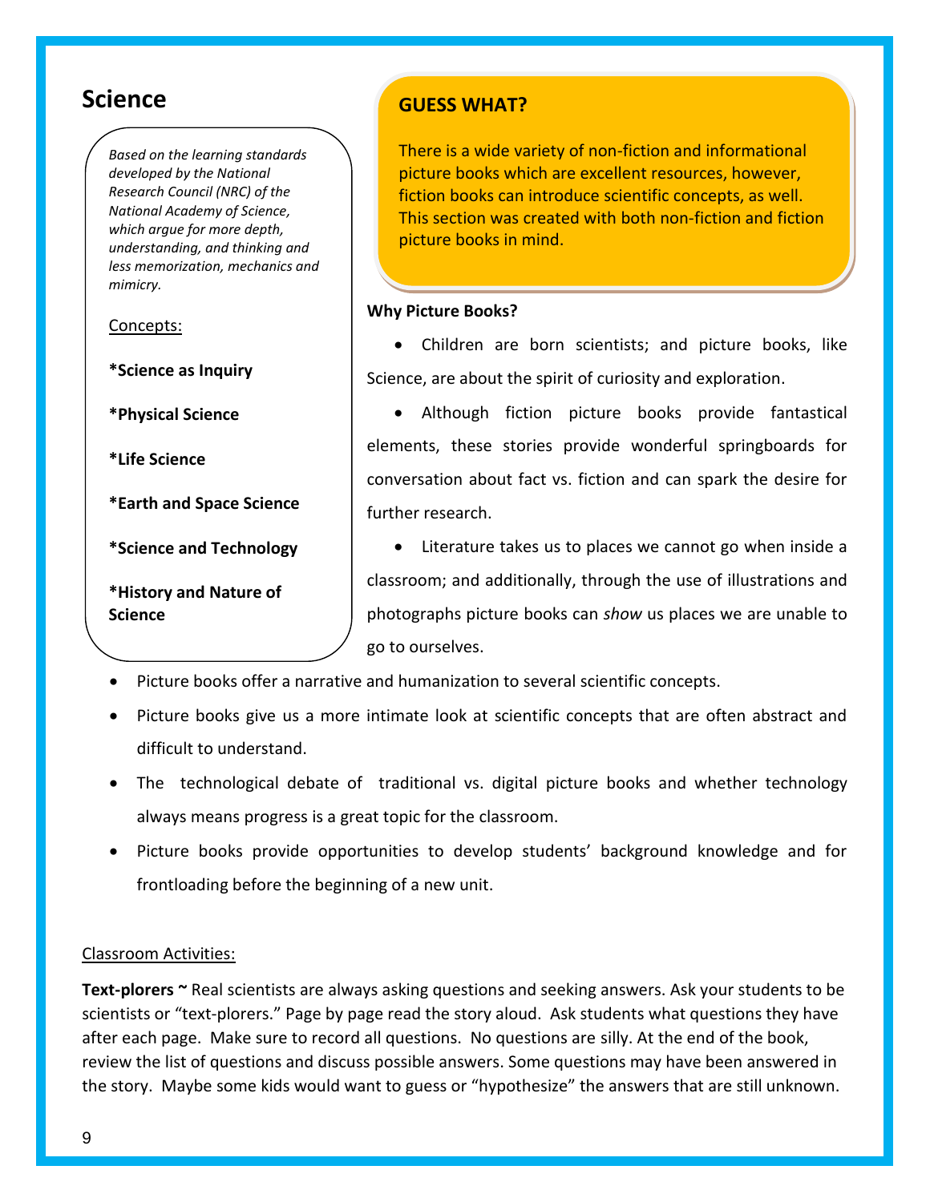# Science

*Based on the learning standards developed by the National Research Council (NRC) of the National Academy of Science, which argue for more depth, understanding, and thinking and less memorization, mechanics and mimicry.*

Concepts:

**\*Science as Inquiry**

**\*Physical Science**

**\*Life Science**

**\*Earth and Space Science**

**\*Science and Technology**

**\*History and Nature of Science**

## GUESS WHAT?

There is a wide variety of non-fiction and informational picture books which are excellent resources, however, fiction books can introduce scientific concepts, as well. This section was created with both non-fiction and fiction picture books in mind.

**Why Picture Books?**

- Children are born scientists; and picture books, like Science, are about the spirit of curiosity and exploration.
- Although fiction picture books provide fantastical elements, these stories provide wonderful springboards for conversation about fact vs. fiction and can spark the desire for further research.
- Literature takes us to places we cannot go when inside a classroom; and additionally, through the use of illustrations and photographs picture books can *show* us places we are unable to go to ourselves.
- Picture books offer a narrative and humanization to several scientific concepts.
- Picture books give us a more intimate look at scientific concepts that are often abstract and difficult to understand.
- The technological debate of traditional vs. digital picture books and whether technology always means progress is a great topic for the classroom.
- Picture books provide opportunities to develop students' background knowledge and for frontloading before the beginning of a new unit.

Classroom Activities:

**Text-plorers ~** Real scientists are always asking questions and seeking answers. Ask your students to be scientists or "text-plorers." Page by page read the story aloud. Ask students what questions they have after each page. Make sure to record all questions. No questions are silly. At the end of the book, review the list of questions and discuss possible answers. Some questions may have been answered in the story. Maybe some kids would want to guess or "hypothesize" the answers that are still unknown.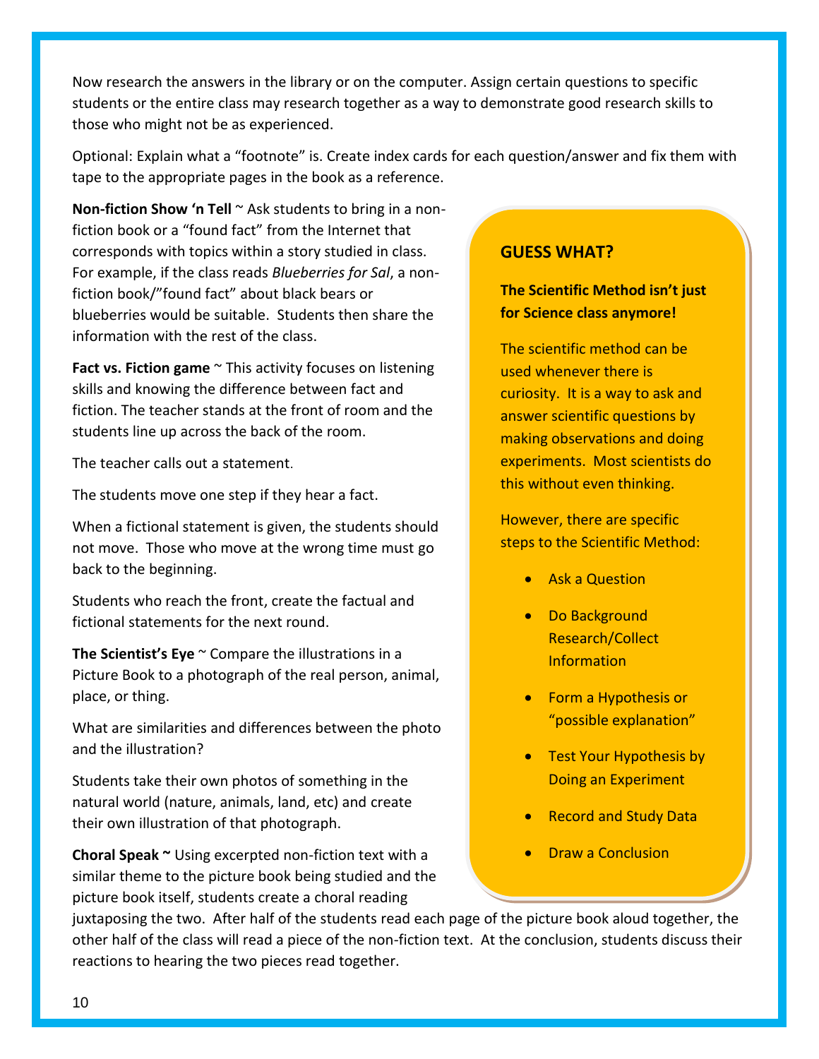Now research the answers in the library or on the computer. Assign certain questions to specific students or the entire class may research together as a way to demonstrate good research skills to those who might not be as experienced.

Optional: Explain what a "footnote" is. Create index cards for each question/answer and fix them with tape to the appropriate pages in the book as a reference.

**Non-fiction Show 'n Tell** ~ Ask students to bring in a non-fiction book or a "found fact" from the Internet that corresponds with topics within a story studied in class. For example, if the class reads *Blueberries for Sal*, a non-fiction book/"found fact" about black bears or blueberries would be suitable. Students then share the information with the rest of the class.

**Fact vs. Fiction game** ~ This activity focuses on listening skills and knowing the difference between fact and fiction. The teacher stands at the front of room and the students line up across the back of the room.

The teacher calls out a statement.

The students move one step if they hear a fact.

When a fictional statement is given, the students should not move. Those who move at the wrong time must go back to the beginning.

Students who reach the front, create the factual and fictional statements for the next round.

**The Scientist's Eye** ~ Compare the illustrations in a Picture Book to a photograph of the real person, animal, place, or thing.

What are similarities and differences between the photo and the illustration?

Students take their own photos of something in the natural world (nature, animals, land, etc) and create their own illustration of that photograph.

**Choral Speak ~** Using excerpted non-fiction text with a similar theme to the picture book being studied and the picture book itself, students create a choral reading juxtaposing the two. After half of the students read each page of the picture book aloud together, the other half of the class will read a piece of the non-fiction text. At the conclusion, students discuss their reactions to hearing the two pieces read together.

### GUESS WHAT?

**The Scientific Method isn't just for Science class anymore!**

The scientific method can be used whenever there is curiosity. It is a way to ask and answer scientific questions by making observations and doing experiments. Most scientists do this without even thinking.

However, there are specific steps to the Scientific Method:

- Ask a Question
- Do Background Research/Collect Information
- Form a Hypothesis or "possible explanation"
- Test Your Hypothesis by Doing an Experiment
- Record and Study Data
- Draw a Conclusion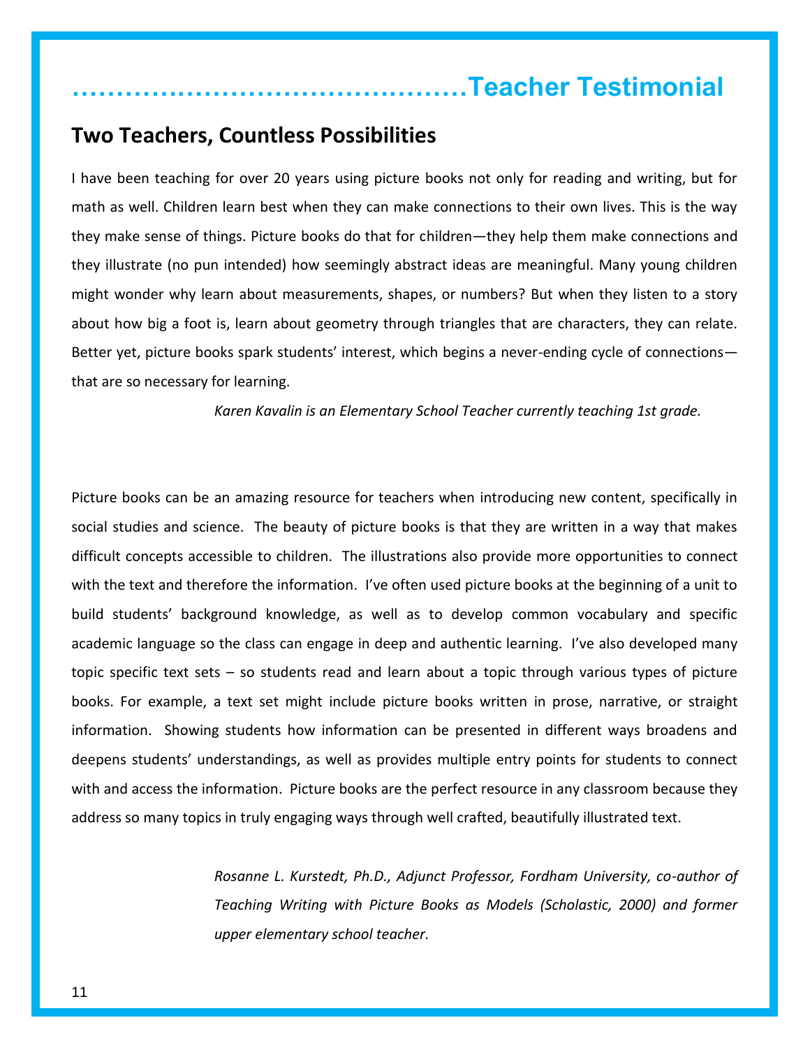# ……………………………………Teacher Testimonial

## Two Teachers, Countless Possibilities

I have been teaching for over 20 years using picture books not only for reading and writing, but for math as well. Children learn best when they can make connections to their own lives. This is the way they make sense of things. Picture books do that for children—they help them make connections and they illustrate (no pun intended) how seemingly abstract ideas are meaningful. Many young children might wonder why learn about measurements, shapes, or numbers? But when they listen to a story about how big a foot is, learn about geometry through triangles that are characters, they can relate. Better yet, picture books spark students' interest, which begins a never-ending cycle of connections—that are so necessary for learning.

*Karen Kavalin is an Elementary School Teacher currently teaching 1st grade.*

Picture books can be an amazing resource for teachers when introducing new content, specifically in social studies and science. The beauty of picture books is that they are written in a way that makes difficult concepts accessible to children. The illustrations also provide more opportunities to connect with the text and therefore the information. I've often used picture books at the beginning of a unit to build students' background knowledge, as well as to develop common vocabulary and specific academic language so the class can engage in deep and authentic learning. I've also developed many topic specific text sets – so students read and learn about a topic through various types of picture books. For example, a text set might include picture books written in prose, narrative, or straight information. Showing students how information can be presented in different ways broadens and deepens students' understandings, as well as provides multiple entry points for students to connect with and access the information. Picture books are the perfect resource in any classroom because they address so many topics in truly engaging ways through well crafted, beautifully illustrated text.

*Rosanne L. Kurstedt, Ph.D., Adjunct Professor, Fordham University, co-author of Teaching Writing with Picture Books as Models (Scholastic, 2000) and former upper elementary school teacher.*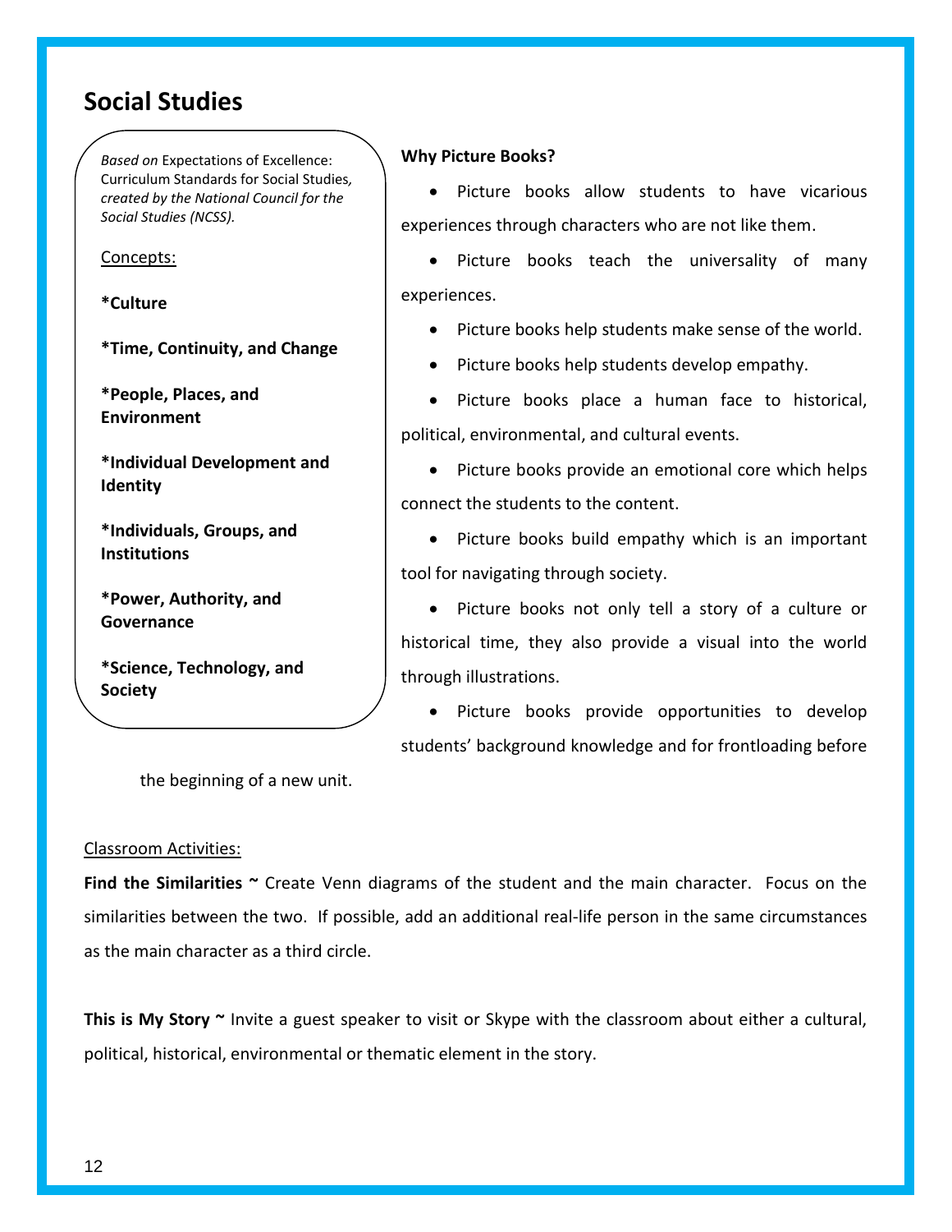## Social Studies

*Based on* Expectations of Excellence: Curriculum Standards for Social Studies*, created by the National Council for the Social Studies (NCSS).*

Concepts:

**\*Culture**

**\*Time, Continuity, and Change**

**\*People, Places, and Environment**

**\*Individual Development and Identity**

**\*Individuals, Groups, and Institutions**

**\*Power, Authority, and Governance**

**\*Science, Technology, and Society**

**Why Picture Books?**

- Picture books allow students to have vicarious experiences through characters who are not like them.
- Picture books teach the universality of many experiences.
- Picture books help students make sense of the world.
- Picture books help students develop empathy.
- Picture books place a human face to historical, political, environmental, and cultural events.
- Picture books provide an emotional core which helps connect the students to the content.
- Picture books build empathy which is an important tool for navigating through society.
- Picture books not only tell a story of a culture or historical time, they also provide a visual into the world through illustrations.
- Picture books provide opportunities to develop students' background knowledge and for frontloading before the beginning of a new unit.

Classroom Activities:

**Find the Similarities ~** Create Venn diagrams of the student and the main character. Focus on the similarities between the two. If possible, add an additional real-life person in the same circumstances as the main character as a third circle.

**This is My Story ~** Invite a guest speaker to visit or Skype with the classroom about either a cultural, political, historical, environmental or thematic element in the story.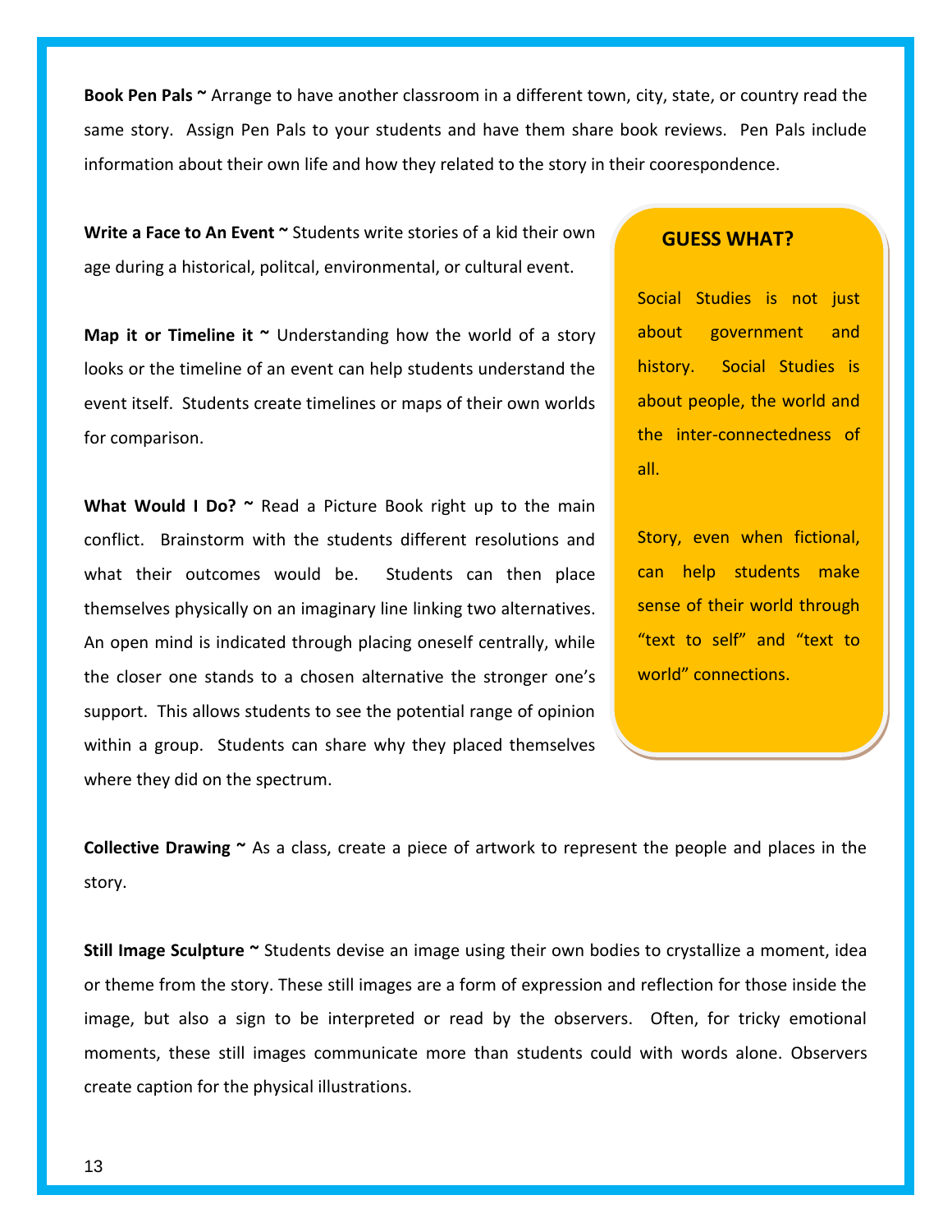**Book Pen Pals ~** Arrange to have another classroom in a different town, city, state, or country read the same story. Assign Pen Pals to your students and have them share book reviews. Pen Pals include information about their own life and how they related to the story in their coorespondence.

**Write a Face to An Event ~** Students write stories of a kid their own age during a historical, politcal, environmental, or cultural event.

**Map it or Timeline it ~** Understanding how the world of a story looks or the timeline of an event can help students understand the event itself. Students create timelines or maps of their own worlds for comparison.

**What Would I Do? ~** Read a Picture Book right up to the main conflict. Brainstorm with the students different resolutions and what their outcomes would be. Students can then place themselves physically on an imaginary line linking two alternatives. An open mind is indicated through placing oneself centrally, while the closer one stands to a chosen alternative the stronger one's support. This allows students to see the potential range of opinion within a group. Students can share why they placed themselves where they did on the spectrum.

**GUESS WHAT?**

Social Studies is not just about government and history. Social Studies is about people, the world and the inter-connectedness of all.

Story, even when fictional, can help students make sense of their world through "text to self" and "text to world" connections.

**Collective Drawing ~** As a class, create a piece of artwork to represent the people and places in the story.

**Still Image Sculpture ~** Students devise an image using their own bodies to crystallize a moment, idea or theme from the story. These still images are a form of expression and reflection for those inside the image, but also a sign to be interpreted or read by the observers. Often, for tricky emotional moments, these still images communicate more than students could with words alone. Observers create caption for the physical illustrations.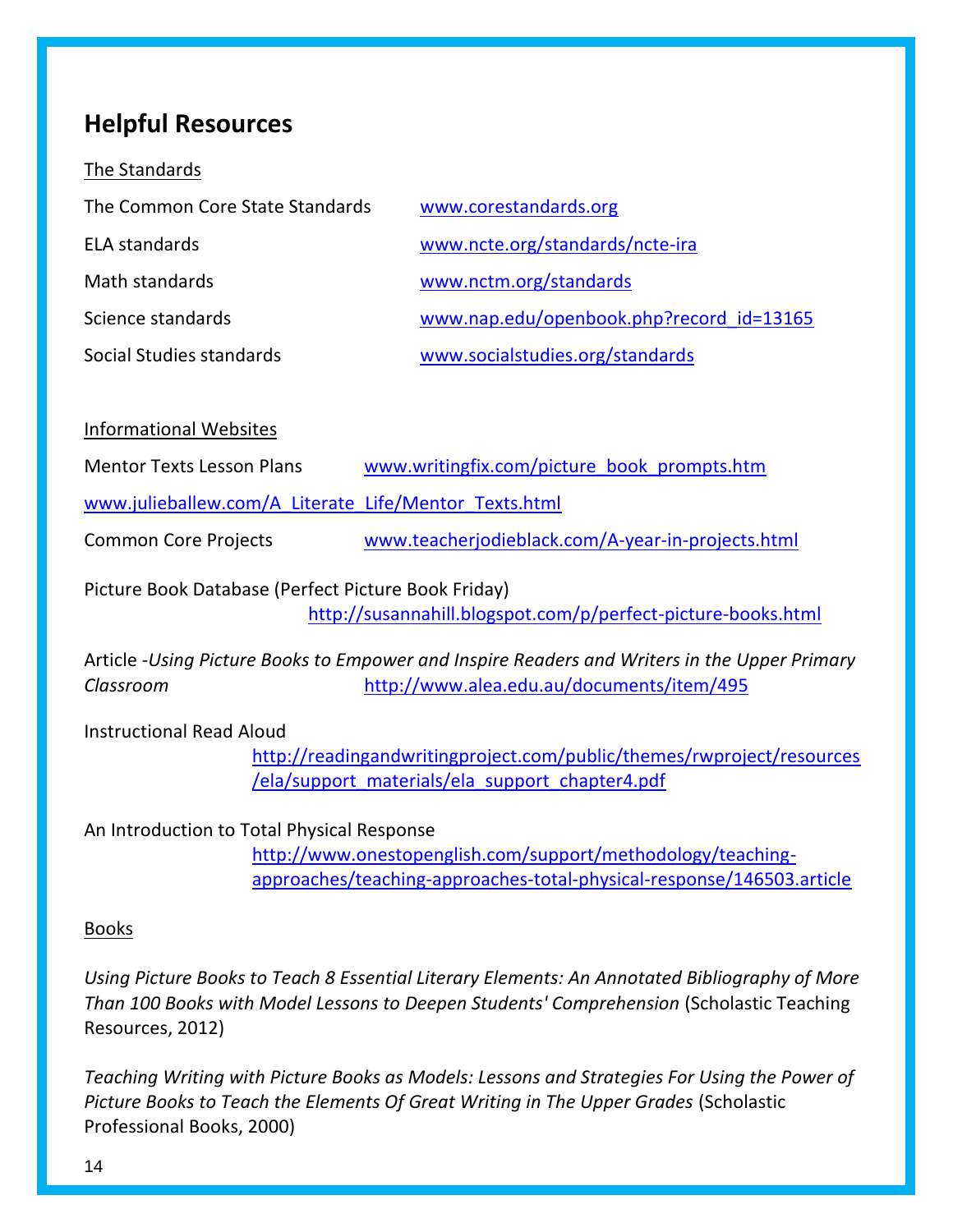## Helpful Resources

The Standards

The Common Core State Standards www.corestandards.org

ELA standards www.ncte.org/standards/ncte-ira

Math standards www.nctm.org/standards

Science standards www.nap.edu/openbook.php?record_id=13165

Social Studies standards www.socialstudies.org/standards

Informational Websites

Mentor Texts Lesson Plans www.writingfix.com/picture_book_prompts.htm

www.julieballew.com/A_Literate_Life/Mentor_Texts.html

Common Core Projects www.teacherjodieblack.com/A-year-in-projects.html

Picture Book Database (Perfect Picture Book Friday)
http://susannahill.blogspot.com/p/perfect-picture-books.html

Article -*Using Picture Books to Empower and Inspire Readers and Writers in the Upper Primary Classroom* http://www.alea.edu.au/documents/item/495

Instructional Read Aloud
http://readingandwritingproject.com/public/themes/rwproject/resources/ela/support_materials/ela_support_chapter4.pdf

An Introduction to Total Physical Response
http://www.onestopenglish.com/support/methodology/teaching-approaches/teaching-approaches-total-physical-response/146503.article

Books

*Using Picture Books to Teach 8 Essential Literary Elements: An Annotated Bibliography of More Than 100 Books with Model Lessons to Deepen Students' Comprehension* (Scholastic Teaching Resources, 2012)

*Teaching Writing with Picture Books as Models: Lessons and Strategies For Using the Power of Picture Books to Teach the Elements Of Great Writing in The Upper Grades* (Scholastic Professional Books, 2000)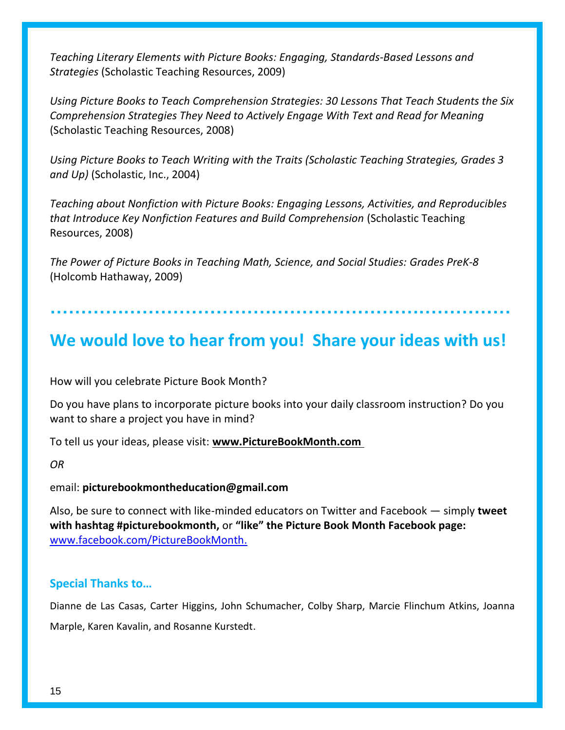*Teaching Literary Elements with Picture Books: Engaging, Standards-Based Lessons and Strategies* (Scholastic Teaching Resources, 2009)

*Using Picture Books to Teach Comprehension Strategies: 30 Lessons That Teach Students the Six Comprehension Strategies They Need to Actively Engage With Text and Read for Meaning* (Scholastic Teaching Resources, 2008)

*Using Picture Books to Teach Writing with the Traits (Scholastic Teaching Strategies, Grades 3 and Up)* (Scholastic, Inc., 2004)

*Teaching about Nonfiction with Picture Books: Engaging Lessons, Activities, and Reproducibles that Introduce Key Nonfiction Features and Build Comprehension* (Scholastic Teaching Resources, 2008)

*The Power of Picture Books in Teaching Math, Science, and Social Studies: Grades PreK-8* (Holcomb Hathaway, 2009)

## We would love to hear from you! Share your ideas with us!

How will you celebrate Picture Book Month?

Do you have plans to incorporate picture books into your daily classroom instruction? Do you want to share a project you have in mind?

To tell us your ideas, please visit: **www.PictureBookMonth.com**

*OR*

email: **picturebookmontheducation@gmail.com**

Also, be sure to connect with like-minded educators on Twitter and Facebook — simply **tweet with hashtag #picturebookmonth,** or **"like" the Picture Book Month Facebook page:** www.facebook.com/PictureBookMonth.

### Special Thanks to…

Dianne de Las Casas, Carter Higgins, John Schumacher, Colby Sharp, Marcie Flinchum Atkins, Joanna Marple, Karen Kavalin, and Rosanne Kurstedt.